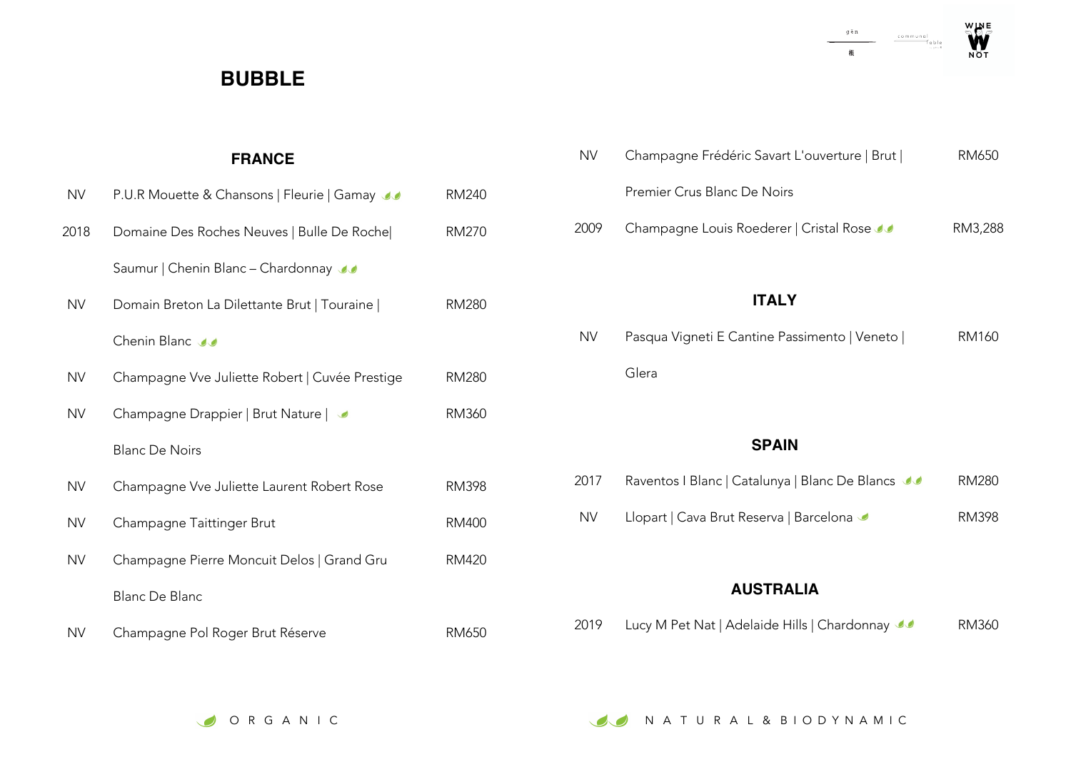# BUBBLE

## FRANCE

| | | |
|---|---|---|
| NV | P.U.R Mouette & Chansons \| Fleurie \| Gamay 🍃🍃 | RM240 |
| 2018 | Domaine Des Roches Neuves \| Bulle De Roche\| Saumur \| Chenin Blanc – Chardonnay 🍃🍃 | RM270 |
| NV | Domain Breton La Dilettante Brut \| Touraine \| Chenin Blanc 🍃🍃 | RM280 |
| NV | Champagne Vve Juliette Robert \| Cuvée Prestige | RM280 |
| NV | Champagne Drappier \| Brut Nature \| 🍃 Blanc De Noirs | RM360 |
| NV | Champagne Vve Juliette Laurent Robert Rose | RM398 |
| NV | Champagne Taittinger Brut | RM400 |
| NV | Champagne Pierre Moncuit Delos \| Grand Gru Blanc De Blanc | RM420 |
| NV | Champagne Pol Roger Brut Réserve | RM650 |
| NV | Champagne Frédéric Savart L'ouverture \| Brut \| Premier Crus Blanc De Noirs | RM650 |
| 2009 | Champagne Louis Roederer \| Cristal Rose 🍃🍃 | RM3,288 |

## ITALY

| | | |
|---|---|---|
| NV | Pasqua Vigneti E Cantine Passimento \| Veneto \| Glera | RM160 |

## SPAIN

| | | |
|---|---|---|
| 2017 | Raventos I Blanc \| Catalunya \| Blanc De Blancs 🍃🍃 | RM280 |
| NV | Llopart \| Cava Brut Reserva \| Barcelona 🍃 | RM398 |

## AUSTRALIA

| | | |
|---|---|---|
| 2019 | Lucy M Pet Nat \| Adelaide Hills \| Chardonnay 🍃🍃 | RM360 |

🍃 ORGANIC

🍃🍃 NATURAL & BIODYNAMIC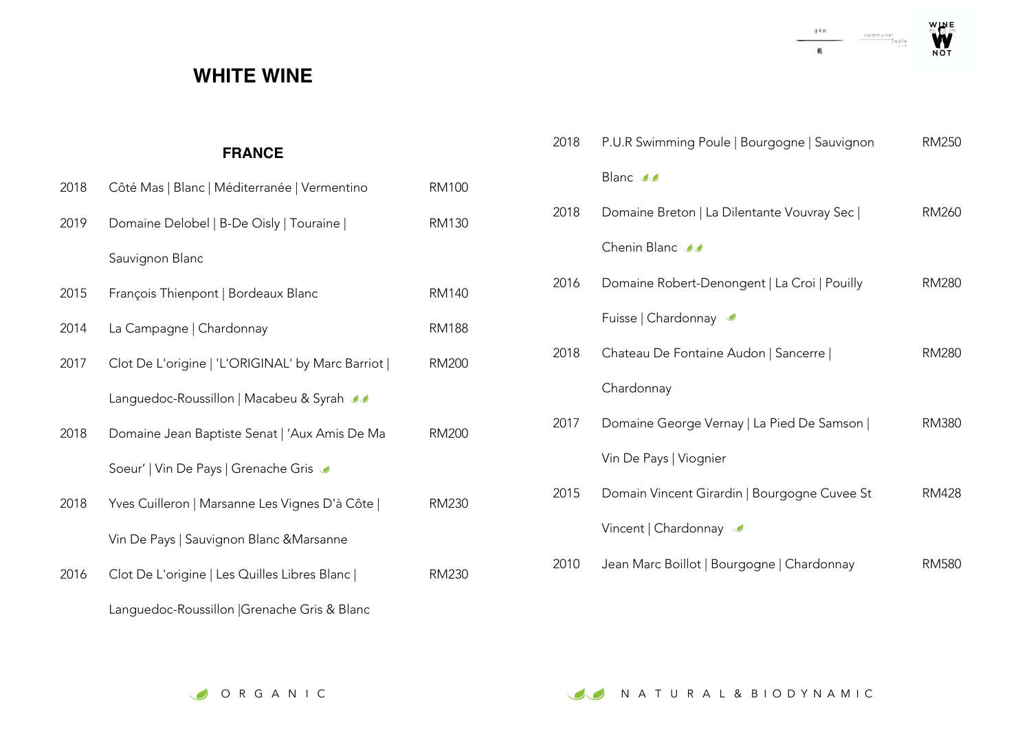# WHITE WINE

## FRANCE

| | | |
|---|---|---|
| 2018 | Côté Mas \| Blanc \| Méditerranée \| Vermentino | RM100 |
| 2019 | Domaine Delobel \| B-De Oisly \| Touraine \| Sauvignon Blanc | RM130 |
| 2015 | François Thienpont \| Bordeaux Blanc | RM140 |
| 2014 | La Campagne \| Chardonnay | RM188 |
| 2017 | Clot De L'origine \| 'L'ORIGINAL' by Marc Barriot \| Languedoc-Roussillon \| Macabeu & Syrah (Natural & Biodynamic) | RM200 |
| 2018 | Domaine Jean Baptiste Senat \| 'Aux Amis De Ma Soeur' \| Vin De Pays \| Grenache Gris (Organic) | RM200 |
| 2018 | Yves Cuilleron \| Marsanne Les Vignes D'à Côte \| Vin De Pays \| Sauvignon Blanc &Marsanne | RM230 |
| 2016 | Clot De L'origine \| Les Quilles Libres Blanc \| Languedoc-Roussillon \|Grenache Gris & Blanc | RM230 |
| 2018 | P.U.R Swimming Poule \| Bourgogne \| Sauvignon Blanc (Natural & Biodynamic) | RM250 |
| 2018 | Domaine Breton \| La Dilentante Vouvray Sec \| Chenin Blanc (Natural & Biodynamic) | RM260 |
| 2016 | Domaine Robert-Denongent \| La Croi \| Pouilly Fuisse \| Chardonnay (Organic) | RM280 |
| 2018 | Chateau De Fontaine Audon \| Sancerre \| Chardonnay | RM280 |
| 2017 | Domaine George Vernay \| La Pied De Samson \| Vin De Pays \| Viognier | RM380 |
| 2015 | Domain Vincent Girardin \| Bourgogne Cuvee St Vincent \| Chardonnay (Organic) | RM428 |
| 2010 | Jean Marc Boillot \| Bourgogne \| Chardonnay | RM580 |

ORGANIC

NATURAL & BIODYNAMIC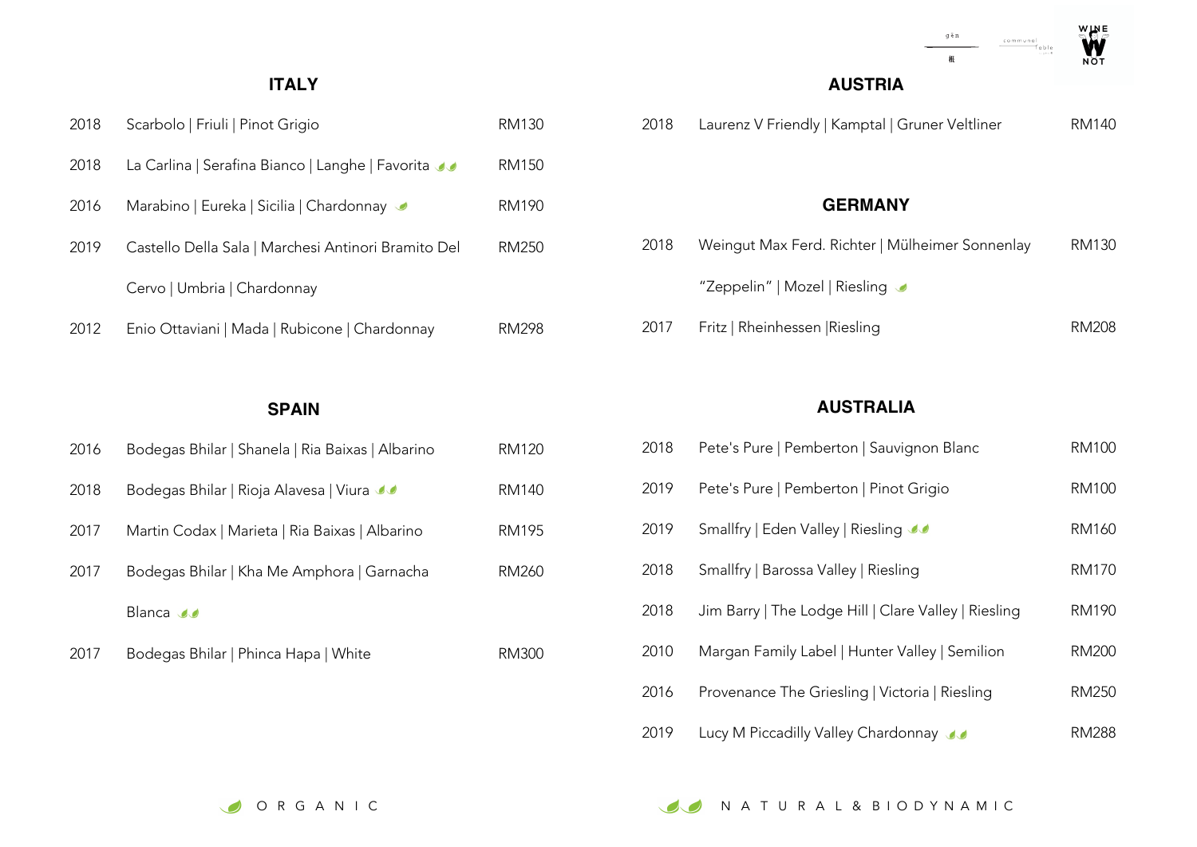## ITALY

| | | |
|---|---|---|
| 2018 | Scarbolo \| Friuli \| Pinot Grigio | RM130 |
| 2018 | La Carlina \| Serafina Bianco \| Langhe \| Favorita (Natural & Biodynamic) | RM150 |
| 2016 | Marabino \| Eureka \| Sicilia \| Chardonnay (Organic) | RM190 |
| 2019 | Castello Della Sala \| Marchesi Antinori Bramito Del Cervo \| Umbria \| Chardonnay | RM250 |
| 2012 | Enio Ottaviani \| Mada \| Rubicone \| Chardonnay | RM298 |

## SPAIN

| | | |
|---|---|---|
| 2016 | Bodegas Bhilar \| Shanela \| Ria Baixas \| Albarino | RM120 |
| 2018 | Bodegas Bhilar \| Rioja Alavesa \| Viura (Natural & Biodynamic) | RM140 |
| 2017 | Martin Codax \| Marieta \| Ria Baixas \| Albarino | RM195 |
| 2017 | Bodegas Bhilar \| Kha Me Amphora \| Garnacha Blanca (Natural & Biodynamic) | RM260 |
| 2017 | Bodegas Bhilar \| Phinca Hapa \| White | RM300 |

## AUSTRIA

| | | |
|---|---|---|
| 2018 | Laurenz V Friendly \| Kamptal \| Gruner Veltliner | RM140 |

## GERMANY

| | | |
|---|---|---|
| 2018 | Weingut Max Ferd. Richter \| Mülheimer Sonnenlay "Zeppelin" \| Mozel \| Riesling (Organic) | RM130 |
| 2017 | Fritz \| Rheinhessen \|Riesling | RM208 |

## AUSTRALIA

| | | |
|---|---|---|
| 2018 | Pete's Pure \| Pemberton \| Sauvignon Blanc | RM100 |
| 2019 | Pete's Pure \| Pemberton \| Pinot Grigio | RM100 |
| 2019 | Smallfry \| Eden Valley \| Riesling (Natural & Biodynamic) | RM160 |
| 2018 | Smallfry \| Barossa Valley \| Riesling | RM170 |
| 2018 | Jim Barry \| The Lodge Hill \| Clare Valley \| Riesling | RM190 |
| 2010 | Margan Family Label \| Hunter Valley \| Semilion | RM200 |
| 2016 | Provenance The Griesling \| Victoria \| Riesling | RM250 |
| 2019 | Lucy M Piccadilly Valley Chardonnay (Natural & Biodynamic) | RM288 |

ORGANIC

NATURAL & BIODYNAMIC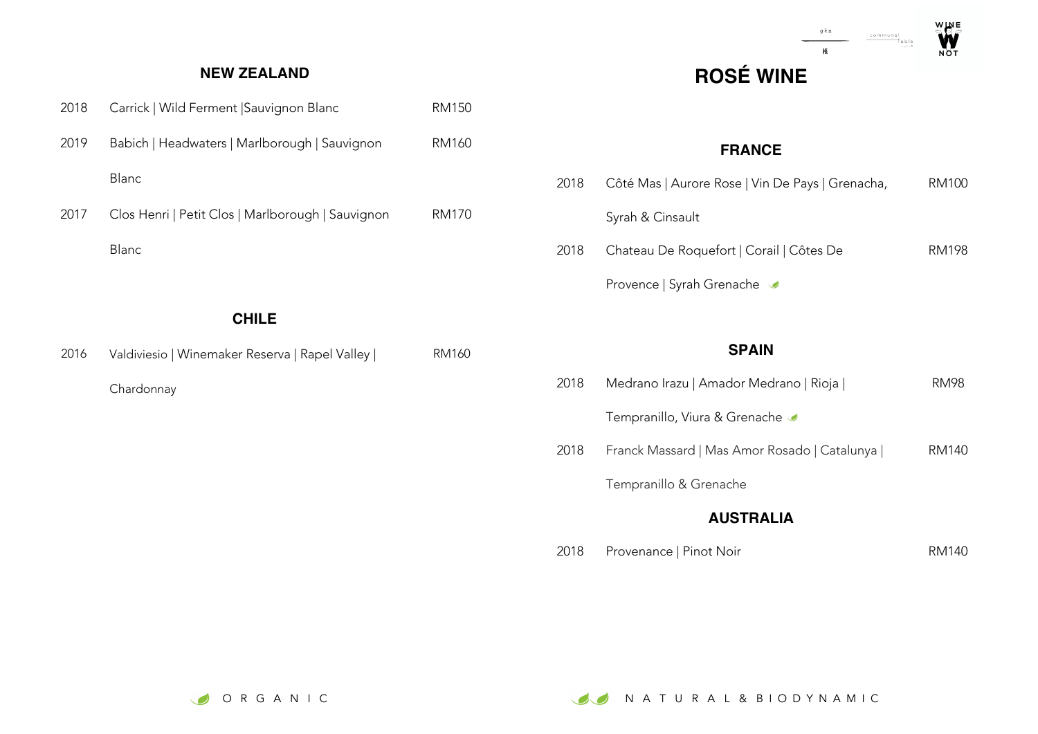## NEW ZEALAND

| | | |
|---|---|---|
| 2018 | Carrick \| Wild Ferment \|Sauvignon Blanc | RM150 |
| 2019 | Babich \| Headwaters \| Marlborough \| Sauvignon Blanc | RM160 |
| 2017 | Clos Henri \| Petit Clos \| Marlborough \| Sauvignon Blanc | RM170 |

## CHILE

| | | |
|---|---|---|
| 2016 | Valdiviesio \| Winemaker Reserva \| Rapel Valley \| Chardonnay | RM160 |

# ROSÉ WINE

## FRANCE

| | | |
|---|---|---|
| 2018 | Côté Mas \| Aurore Rose \| Vin De Pays \| Grenacha, Syrah & Cinsault | RM100 |
| 2018 | Chateau De Roquefort \| Corail \| Côtes De Provence \| Syrah Grenache (organic) | RM198 |

## SPAIN

| | | |
|---|---|---|
| 2018 | Medrano Irazu \| Amador Medrano \| Rioja \| Tempranillo, Viura & Grenache (organic) | RM98 |
| 2018 | Franck Massard \| Mas Amor Rosado \| Catalunya \| Tempranillo & Grenache | RM140 |

## AUSTRALIA

| | | |
|---|---|---|
| 2018 | Provenance \| Pinot Noir | RM140 |

ORGANIC

NATURAL & BIODYNAMIC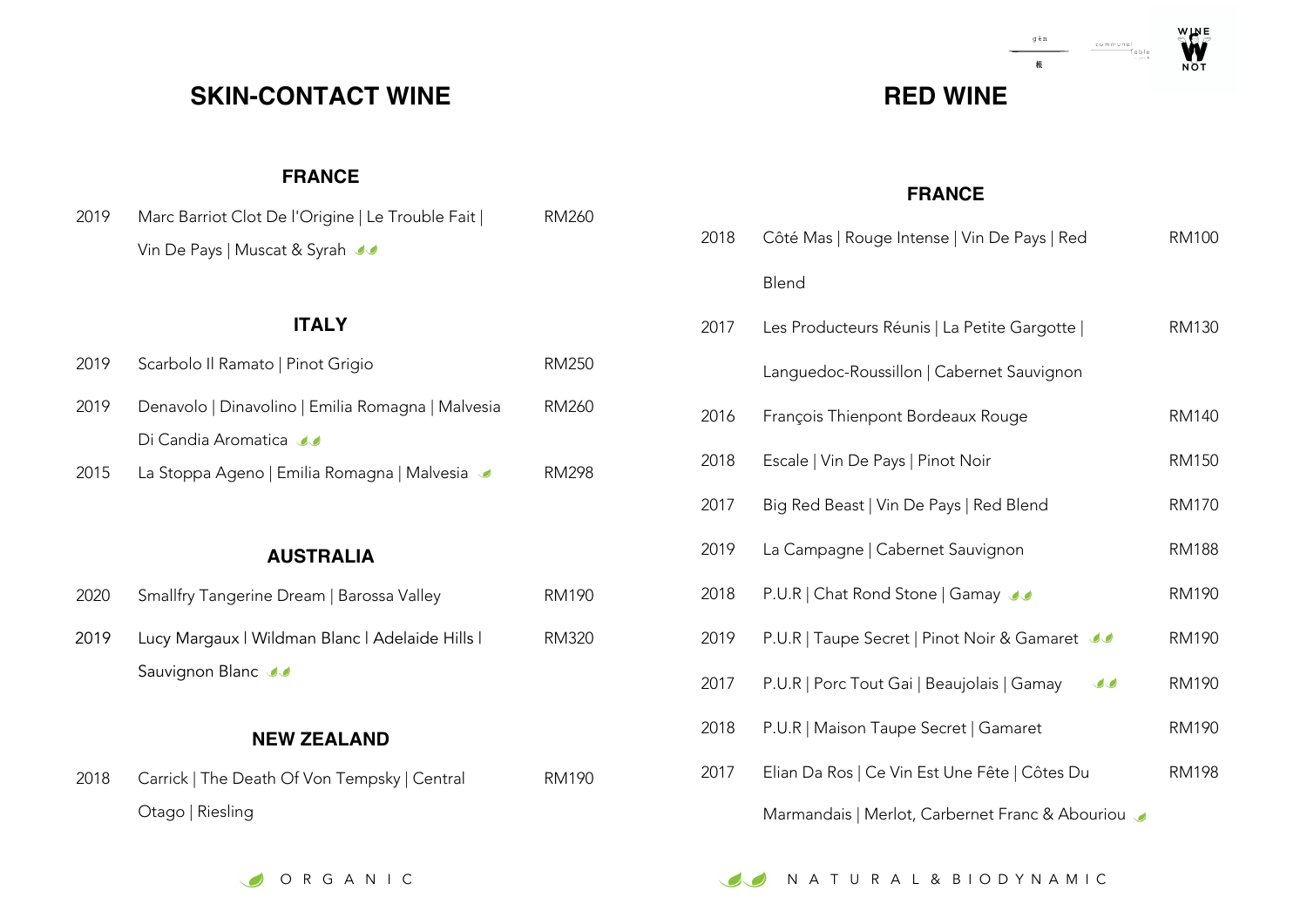# SKIN-CONTACT WINE

## FRANCE

| | | |
|---|---|---|
| 2019 | Marc Barriot Clot De l'Origine \| Le Trouble Fait \| Vin De Pays \| Muscat & Syrah (Natural & Biodynamic) | RM260 |

## ITALY

| | | |
|---|---|---|
| 2019 | Scarbolo Il Ramato \| Pinot Grigio | RM250 |
| 2019 | Denavolo \| Dinavolino \| Emilia Romagna \| Malvesia Di Candia Aromatica (Natural & Biodynamic) | RM260 |
| 2015 | La Stoppa Ageno \| Emilia Romagna \| Malvesia (Organic) | RM298 |

## AUSTRALIA

| | | |
|---|---|---|
| 2020 | Smallfry Tangerine Dream \| Barossa Valley | RM190 |
| 2019 | Lucy Margaux l Wildman Blanc l Adelaide Hills l Sauvignon Blanc (Natural & Biodynamic) | RM320 |

## NEW ZEALAND

| | | |
|---|---|---|
| 2018 | Carrick \| The Death Of Von Tempsky \| Central Otago \| Riesling | RM190 |

# RED WINE

## FRANCE

| | | |
|---|---|---|
| 2018 | Côté Mas \| Rouge Intense \| Vin De Pays \| Red Blend | RM100 |
| 2017 | Les Producteurs Réunis \| La Petite Gargotte \| Languedoc-Roussillon \| Cabernet Sauvignon | RM130 |
| 2016 | François Thienpont Bordeaux Rouge | RM140 |
| 2018 | Escale \| Vin De Pays \| Pinot Noir | RM150 |
| 2017 | Big Red Beast \| Vin De Pays \| Red Blend | RM170 |
| 2019 | La Campagne \| Cabernet Sauvignon | RM188 |
| 2018 | P.U.R \| Chat Rond Stone \| Gamay (Natural & Biodynamic) | RM190 |
| 2019 | P.U.R \| Taupe Secret \| Pinot Noir & Gamaret (Natural & Biodynamic) | RM190 |
| 2017 | P.U.R \| Porc Tout Gai \| Beaujolais \| Gamay (Natural & Biodynamic) | RM190 |
| 2018 | P.U.R \| Maison Taupe Secret \| Gamaret | RM190 |
| 2017 | Elian Da Ros \| Ce Vin Est Une Fête \| Côtes Du Marmandais \| Merlot, Carbernet Franc & Abouriou (Organic) | RM198 |

ORGANIC

NATURAL & BIODYNAMIC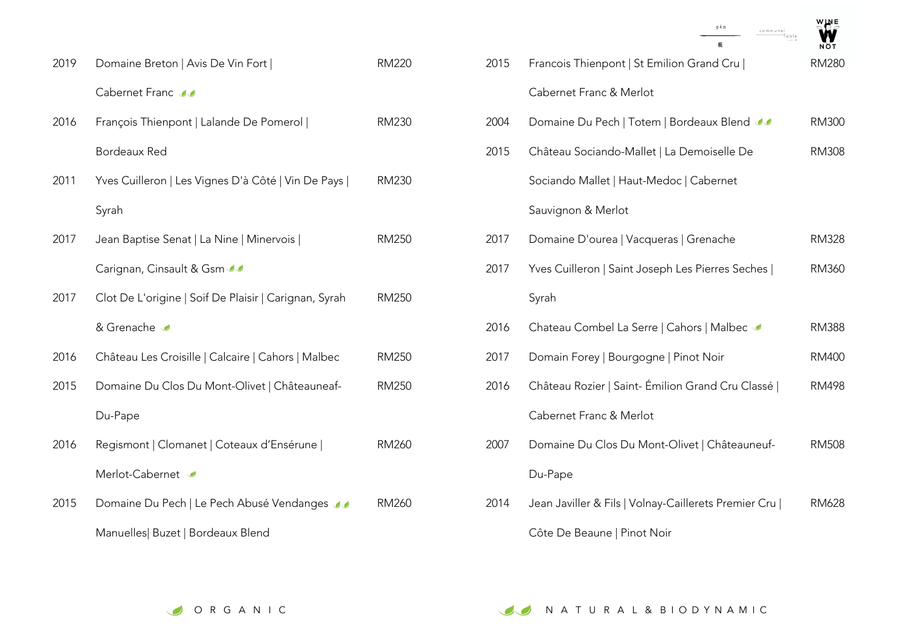| | | |
|---|---|---|
| 2019 | Domaine Breton \| Avis De Vin Fort \| Cabernet Franc 🍃🍃 | RM220 |
| 2016 | François Thienpont \| Lalande De Pomerol \| Bordeaux Red | RM230 |
| 2011 | Yves Cuilleron \| Les Vignes D'à Côté \| Vin De Pays \| Syrah | RM230 |
| 2017 | Jean Baptise Senat \| La Nine \| Minervois \| Carignan, Cinsault & Gsm 🍃🍃 | RM250 |
| 2017 | Clot De L'origine \| Soif De Plaisir \| Carignan, Syrah & Grenache 🍃 | RM250 |
| 2016 | Château Les Croisille \| Calcaire \| Cahors \| Malbec | RM250 |
| 2015 | Domaine Du Clos Du Mont-Olivet \| Châteauneaf-Du-Pape | RM250 |
| 2016 | Regismont \| Clomanet \| Coteaux d'Ensérune \| Merlot-Cabernet 🍃 | RM260 |
| 2015 | Domaine Du Pech \| Le Pech Abusé Vendanges Manuelles\| Buzet \| Bordeaux Blend 🍃🍃 | RM260 |
| 2015 | Francois Thienpont \| St Emilion Grand Cru \| Cabernet Franc & Merlot | RM280 |
| 2004 | Domaine Du Pech \| Totem \| Bordeaux Blend 🍃🍃 | RM300 |
| 2015 | Château Sociando-Mallet \| La Demoiselle De Sociando Mallet \| Haut-Medoc \| Cabernet Sauvignon & Merlot | RM308 |
| 2017 | Domaine D'ourea \| Vacqueras \| Grenache | RM328 |
| 2017 | Yves Cuilleron \| Saint Joseph Les Pierres Seches \| Syrah | RM360 |
| 2016 | Chateau Combel La Serre \| Cahors \| Malbec 🍃 | RM388 |
| 2017 | Domain Forey \| Bourgogne \| Pinot Noir | RM400 |
| 2016 | Château Rozier \| Saint- Émilion Grand Cru Classé \| Cabernet Franc & Merlot | RM498 |
| 2007 | Domaine Du Clos Du Mont-Olivet \| Châteauneuf-Du-Pape | RM508 |
| 2014 | Jean Javiller & Fils \| Volnay-Caillerets Premier Cru \| Côte De Beaune \| Pinot Noir | RM628 |

🍃 ORGANIC

🍃🍃 NATURAL & BIODYNAMIC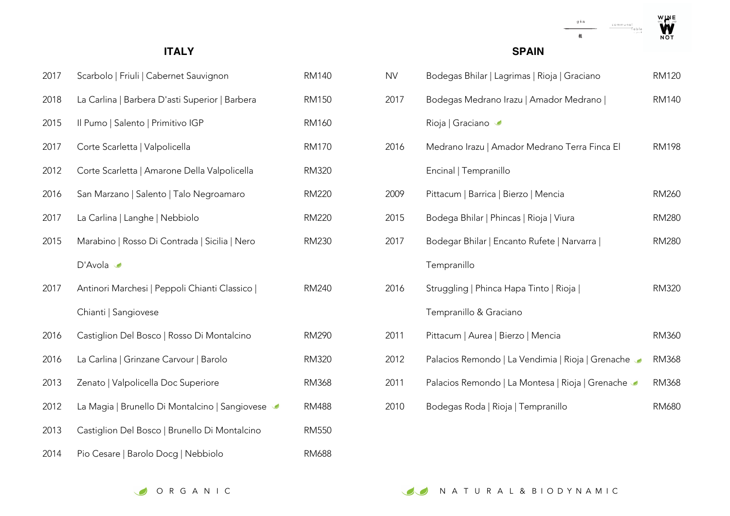## ITALY

| | | |
|---|---|---|
| 2017 | Scarbolo \| Friuli \| Cabernet Sauvignon | RM140 |
| 2018 | La Carlina \| Barbera D'asti Superior \| Barbera | RM150 |
| 2015 | Il Pumo \| Salento \| Primitivo IGP | RM160 |
| 2017 | Corte Scarletta \| Valpolicella | RM170 |
| 2012 | Corte Scarletta \| Amarone Della Valpolicella | RM320 |
| 2016 | San Marzano \| Salento \| Talo Negroamaro | RM220 |
| 2017 | La Carlina \| Langhe \| Nebbiolo | RM220 |
| 2015 | Marabino \| Rosso Di Contrada \| Sicilia \| Nero D'Avola (organic) | RM230 |
| 2017 | Antinori Marchesi \| Peppoli Chianti Classico \| Chianti \| Sangiovese | RM240 |
| 2016 | Castiglion Del Bosco \| Rosso Di Montalcino | RM290 |
| 2016 | La Carlina \| Grinzane Carvour \| Barolo | RM320 |
| 2013 | Zenato \| Valpolicella Doc Superiore | RM368 |
| 2012 | La Magia \| Brunello Di Montalcino \| Sangiovese (organic) | RM488 |
| 2013 | Castiglion Del Bosco \| Brunello Di Montalcino | RM550 |
| 2014 | Pio Cesare \| Barolo Docg \| Nebbiolo | RM688 |

## SPAIN

| | | |
|---|---|---|
| NV | Bodegas Bhilar \| Lagrimas \| Rioja \| Graciano | RM120 |
| 2017 | Bodegas Medrano Irazu \| Amador Medrano \| Rioja \| Graciano (organic) | RM140 |
| 2016 | Medrano Irazu \| Amador Medrano Terra Finca El Encinal \| Tempranillo | RM198 |
| 2009 | Pittacum \| Barrica \| Bierzo \| Mencia | RM260 |
| 2015 | Bodega Bhilar \| Phincas \| Rioja \| Viura | RM280 |
| 2017 | Bodegar Bhilar \| Encanto Rufete \| Narvarra \| Tempranillo | RM280 |
| 2016 | Struggling \| Phinca Hapa Tinto \| Rioja \| Tempranillo & Graciano | RM320 |
| 2011 | Pittacum \| Aurea \| Bierzo \| Mencia | RM360 |
| 2012 | Palacios Remondo \| La Vendimia \| Rioja \| Grenache (organic) | RM368 |
| 2011 | Palacios Remondo \| La Montesa \| Rioja \| Grenache (organic) | RM368 |
| 2010 | Bodegas Roda \| Rioja \| Tempranillo | RM680 |

ORGANIC

NATURAL & BIODYNAMIC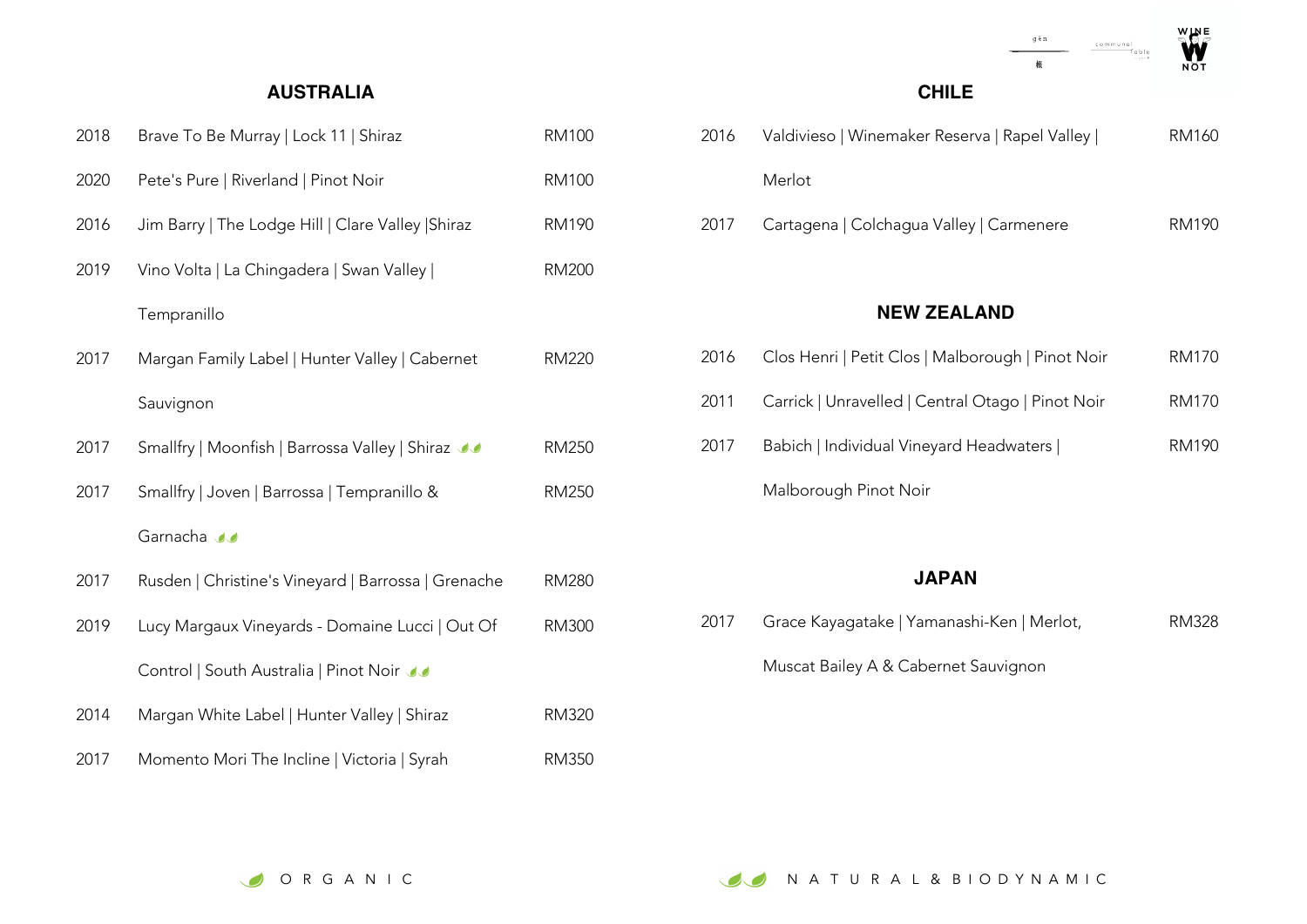## AUSTRALIA

| | | |
|---|---|---|
| 2018 | Brave To Be Murray \| Lock 11 \| Shiraz | RM100 |
| 2020 | Pete's Pure \| Riverland \| Pinot Noir | RM100 |
| 2016 | Jim Barry \| The Lodge Hill \| Clare Valley \|Shiraz | RM190 |
| 2019 | Vino Volta \| La Chingadera \| Swan Valley \| Tempranillo | RM200 |
| 2017 | Margan Family Label \| Hunter Valley \| Cabernet Sauvignon | RM220 |
| 2017 | Smallfry \| Moonfish \| Barrossa Valley \| Shiraz 🍃🍃 | RM250 |
| 2017 | Smallfry \| Joven \| Barrossa \| Tempranillo & Garnacha 🍃🍃 | RM250 |
| 2017 | Rusden \| Christine's Vineyard \| Barrossa \| Grenache | RM280 |
| 2019 | Lucy Margaux Vineyards - Domaine Lucci \| Out Of Control \| South Australia \| Pinot Noir 🍃🍃 | RM300 |
| 2014 | Margan White Label \| Hunter Valley \| Shiraz | RM320 |
| 2017 | Momento Mori The Incline \| Victoria \| Syrah | RM350 |

## CHILE

| | | |
|---|---|---|
| 2016 | Valdivieso \| Winemaker Reserva \| Rapel Valley \| Merlot | RM160 |
| 2017 | Cartagena \| Colchagua Valley \| Carmenere | RM190 |

## NEW ZEALAND

| | | |
|---|---|---|
| 2016 | Clos Henri \| Petit Clos \| Malborough \| Pinot Noir | RM170 |
| 2011 | Carrick \| Unravelled \| Central Otago \| Pinot Noir | RM170 |
| 2017 | Babich \| Individual Vineyard Headwaters \| Malborough Pinot Noir | RM190 |

## JAPAN

| | | |
|---|---|---|
| 2017 | Grace Kayagatake \| Yamanashi-Ken \| Merlot, Muscat Bailey A & Cabernet Sauvignon | RM328 |

🍃 ORGANIC

🍃🍃 NATURAL & BIODYNAMIC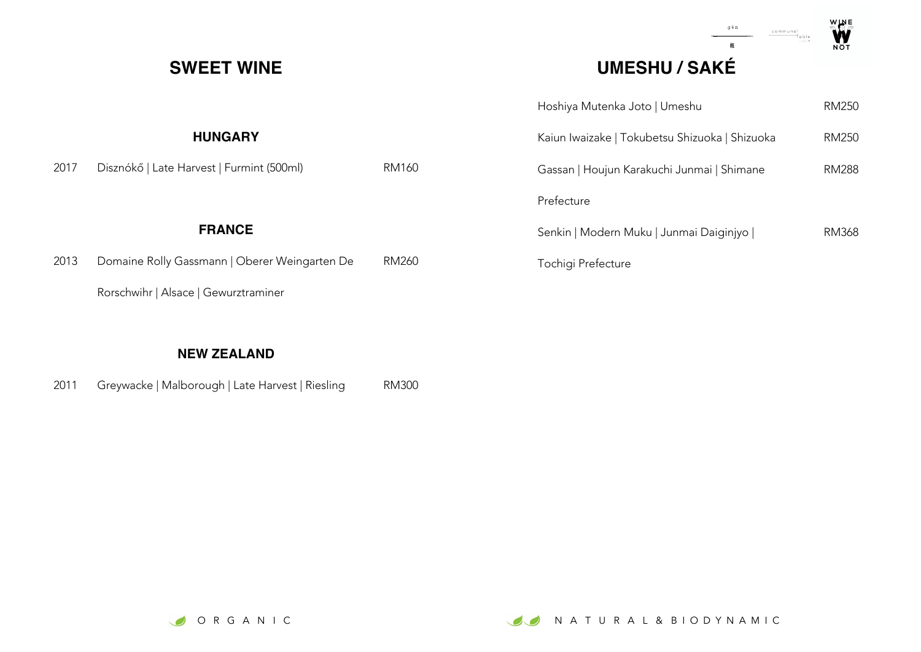## SWEET WINE

### HUNGARY

| | | |
|---|---|---|
| 2017 | Disznókő \| Late Harvest \| Furmint (500ml) | RM160 |

### FRANCE

| | | |
|---|---|---|
| 2013 | Domaine Rolly Gassmann \| Oberer Weingarten De Rorschwihr \| Alsace \| Gewurztraminer | RM260 |

### NEW ZEALAND

| | | |
|---|---|---|
| 2011 | Greywacke \| Malborough \| Late Harvest \| Riesling | RM300 |

## UMESHU / SAKÉ

| | |
|---|---|
| Hoshiya Mutenka Joto \| Umeshu | RM250 |
| Kaiun Iwaizake \| Tokubetsu Shizuoka \| Shizuoka | RM250 |
| Gassan \| Houjun Karakuchi Junmai \| Shimane Prefecture | RM288 |
| Senkin \| Modern Muku \| Junmai Daiginjyo \| Tochigi Prefecture | RM368 |

ORGANIC

NATURAL & BIODYNAMIC